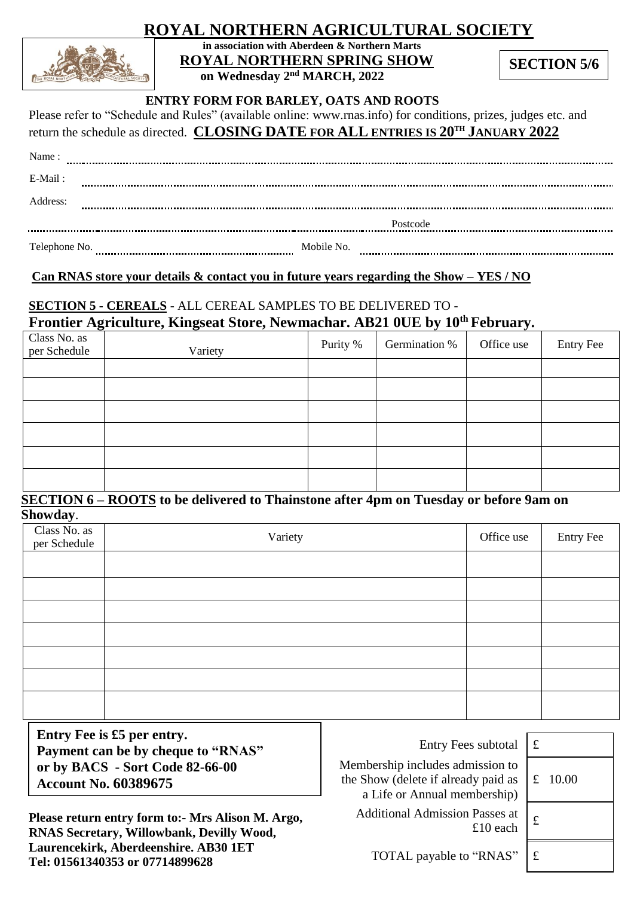# ROYAL NORTHERN AGRICULTURAL SOCIETY

**in association with Aberdeen & Northern Marts**

**ROYAL NORTHERN SPRING SHOW**

**on Wednesday 2nd MARCH, 2022**

**SECTION 5/6**

### ENTRY FORM FOR BARLEY, OATS AND ROOTS

Please refer to "Schedule and Rules" (available online: www.rnas.info) for conditions, prizes, judges etc. and return the schedule as directed. **CLOSING DATE FOR ALL ENTRIES IS 20TH JANUARY 2022**

Name : ..............................................................................................................................

E-Mail : ..............................................................................................................................

Address: ..............................................................................................................................

.............................................................................................. Postcode ..............................................

Telephone No. .............................................. Mobile No. ..............................................

**Can RNAS store your details & contact you in future years regarding the Show – YES / NO**

**SECTION 5 - CEREALS** - ALL CEREAL SAMPLES TO BE DELIVERED TO -
**Frontier Agriculture, Kingseat Store, Newmachar. AB21 0UE by 10th February.**

| Class No. as per Schedule | Variety | Purity % | Germination % | Office use | Entry Fee |
|---|---|---|---|---|---|
| | | | | | |
| | | | | | |
| | | | | | |
| | | | | | |
| | | | | | |
| | | | | | |

**SECTION 6 – ROOTS to be delivered to Thainstone after 4pm on Tuesday or before 9am on Showday**.

| Class No. as per Schedule | Variety | Office use | Entry Fee |
|---|---|---|---|
| | | | |
| | | | |
| | | | |
| | | | |
| | | | |
| | | | |
| | | | |

**Entry Fee is £5 per entry.**
**Payment can be by cheque to "RNAS" or by BACS - Sort Code 82-66-00 Account No. 60389675**

**Please return entry form to:- Mrs Alison M. Argo, RNAS Secretary, Willowbank, Devilly Wood, Laurencekirk, Aberdeenshire. AB30 1ET Tel: 01561340353 or 07714899628**

| | |
|---|---|
| Entry Fees subtotal | £ |
| Membership includes admission to the Show (delete if already paid as a Life or Annual membership) | £ 10.00 |
| Additional Admission Passes at £10 each | £ |
| TOTAL payable to "RNAS" | £ |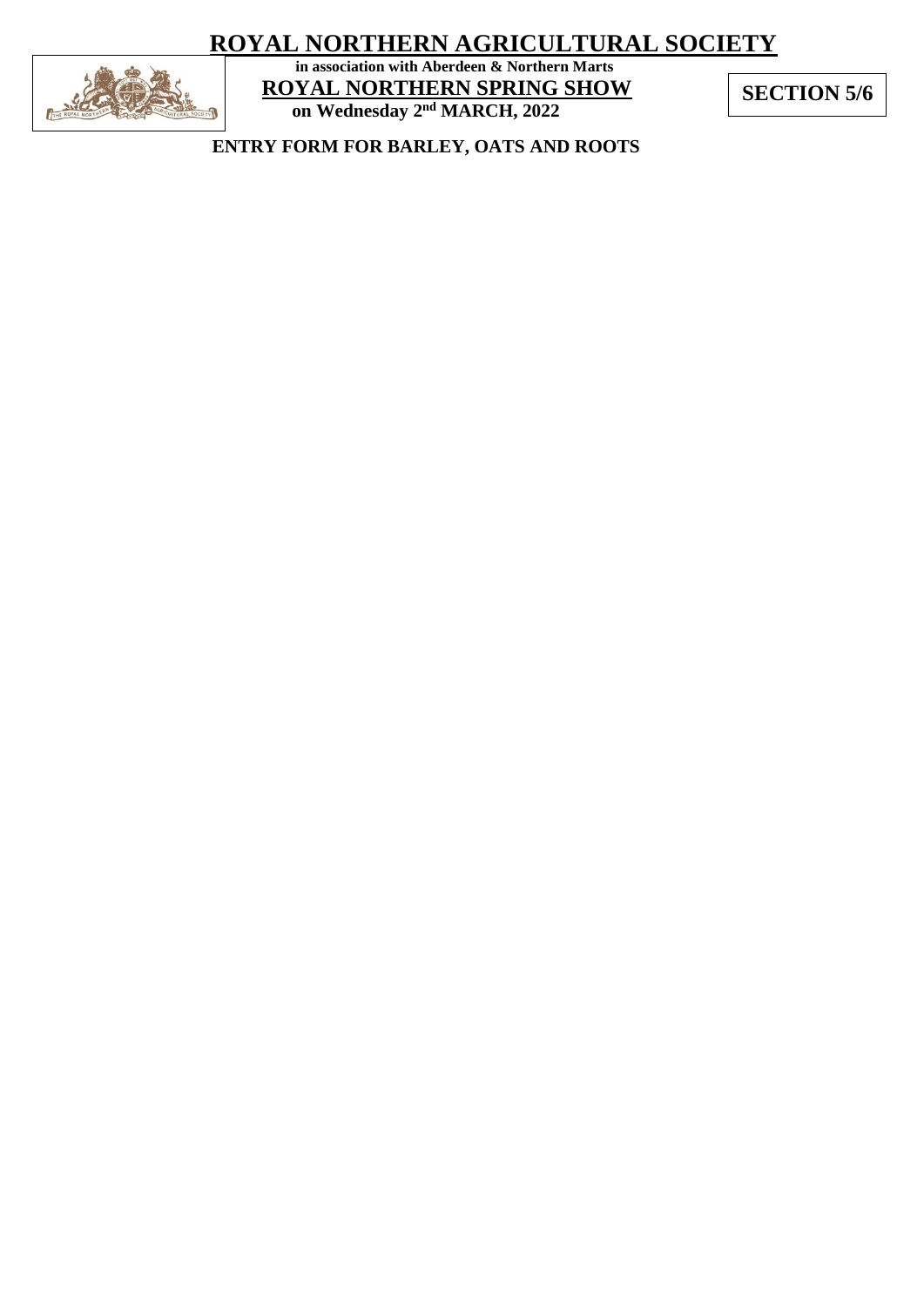# ROYAL NORTHERN AGRICULTURAL SOCIETY

**in association with Aberdeen & Northern Marts**

## ROYAL NORTHERN SPRING SHOW

**on Wednesday 2nd MARCH, 2022**

**SECTION 5/6**

**ENTRY FORM FOR BARLEY, OATS AND ROOTS**